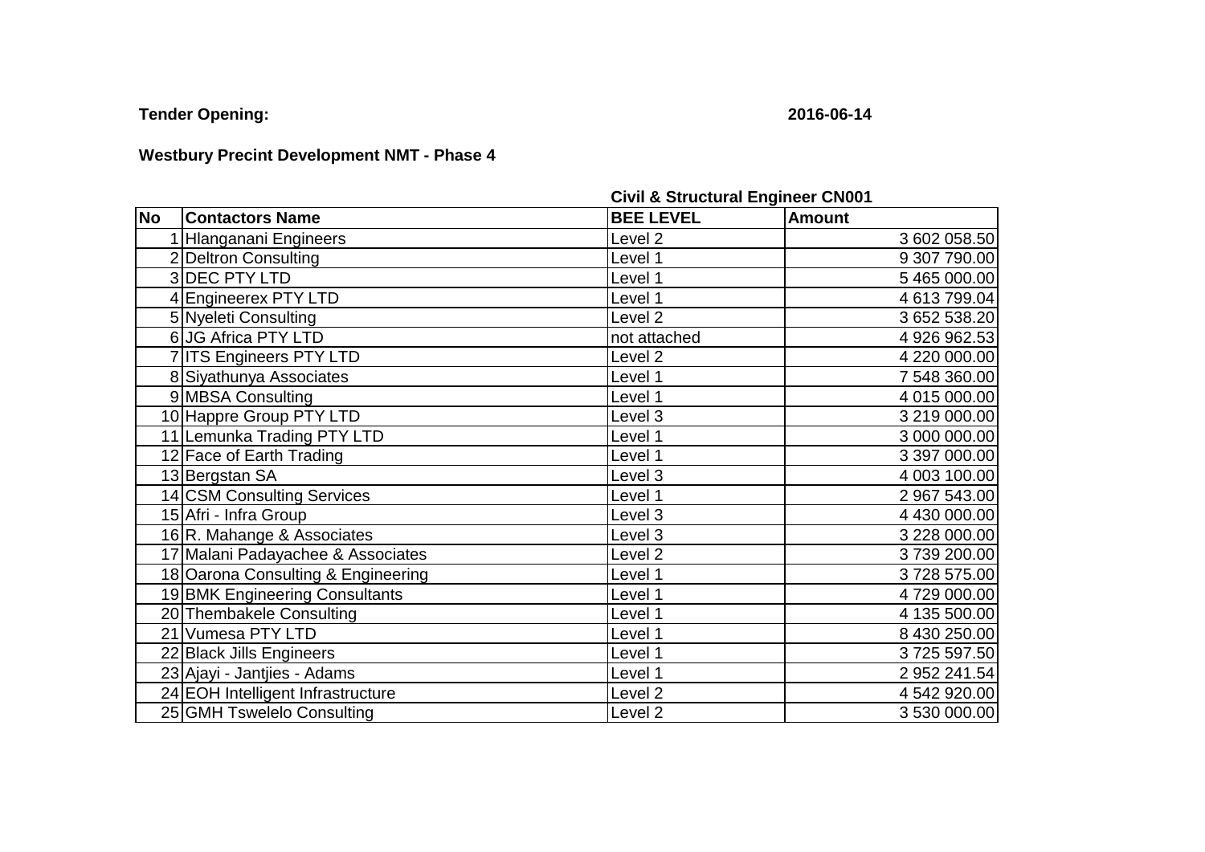**Tender Opening:** **2016-06-14**

**Westbury Precint Development NMT - Phase 4**

| | | Civil & Structural Engineer CN001 | |
|---|---|---|---|
| **No** | **Contactors Name** | **BEE LEVEL** | **Amount** |
| 1 | Hlanganani Engineers | Level 2 | 3 602 058.50 |
| 2 | Deltron Consulting | Level 1 | 9 307 790.00 |
| 3 | DEC PTY LTD | Level 1 | 5 465 000.00 |
| 4 | Engineerex PTY LTD | Level 1 | 4 613 799.04 |
| 5 | Nyeleti Consulting | Level 2 | 3 652 538.20 |
| 6 | JG Africa PTY LTD | not attached | 4 926 962.53 |
| 7 | ITS Engineers PTY LTD | Level 2 | 4 220 000.00 |
| 8 | Siyathunya Associates | Level 1 | 7 548 360.00 |
| 9 | MBSA Consulting | Level 1 | 4 015 000.00 |
| 10 | Happre Group PTY LTD | Level 3 | 3 219 000.00 |
| 11 | Lemunka Trading PTY LTD | Level 1 | 3 000 000.00 |
| 12 | Face of Earth Trading | Level 1 | 3 397 000.00 |
| 13 | Bergstan SA | Level 3 | 4 003 100.00 |
| 14 | CSM Consulting Services | Level 1 | 2 967 543.00 |
| 15 | Afri - Infra Group | Level 3 | 4 430 000.00 |
| 16 | R. Mahange & Associates | Level 3 | 3 228 000.00 |
| 17 | Malani Padayachee & Associates | Level 2 | 3 739 200.00 |
| 18 | Oarona Consulting & Engineering | Level 1 | 3 728 575.00 |
| 19 | BMK Engineering Consultants | Level 1 | 4 729 000.00 |
| 20 | Thembakele Consulting | Level 1 | 4 135 500.00 |
| 21 | Vumesa PTY LTD | Level 1 | 8 430 250.00 |
| 22 | Black Jills Engineers | Level 1 | 3 725 597.50 |
| 23 | Ajayi - Jantjies - Adams | Level 1 | 2 952 241.54 |
| 24 | EOH Intelligent Infrastructure | Level 2 | 4 542 920.00 |
| 25 | GMH Tswelelo Consulting | Level 2 | 3 530 000.00 |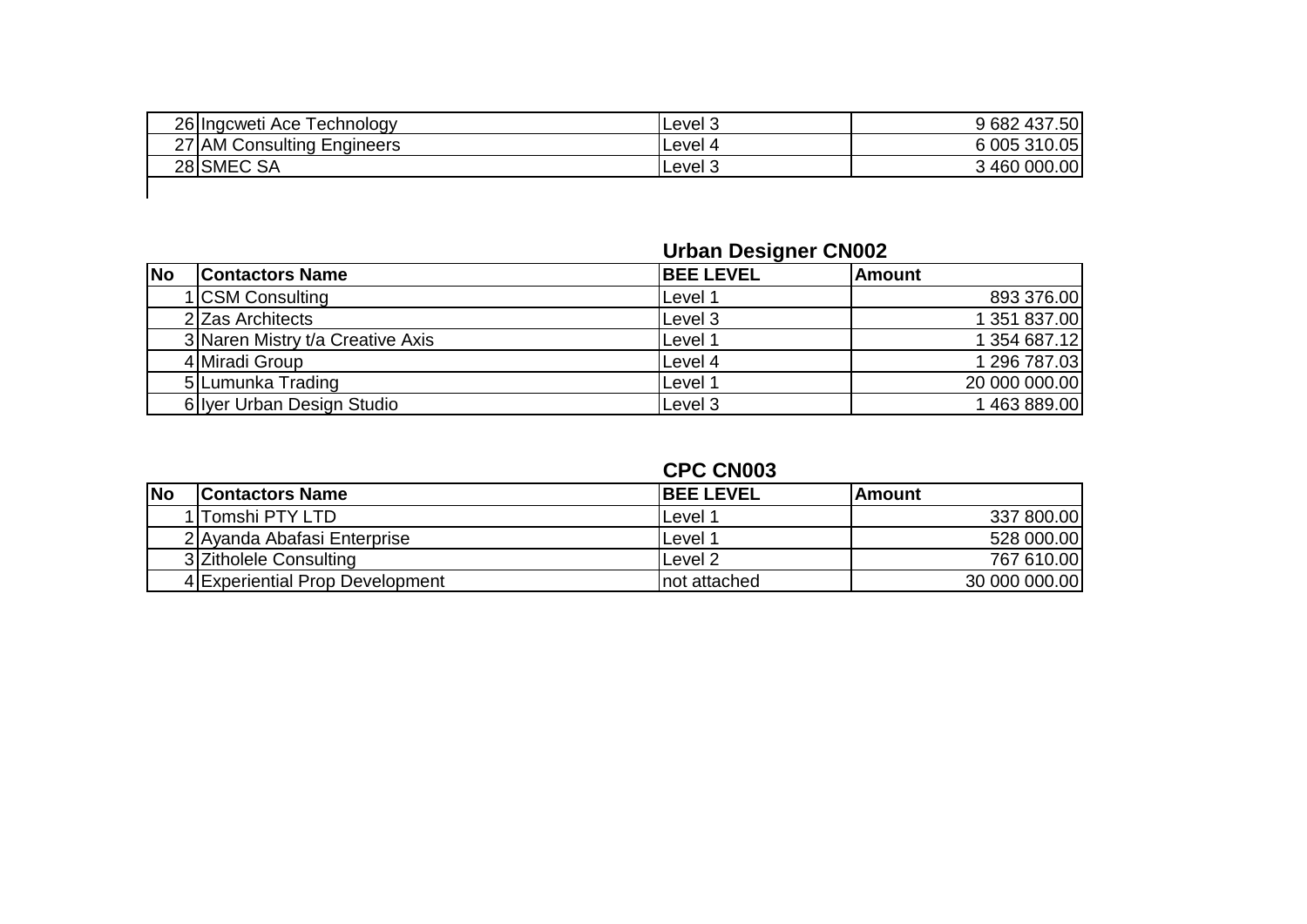| | | | |
|---|---|---|---|
| 26 | Ingcweti Ace Technology | Level 3 | 9 682 437.50 |
| 27 | AM Consulting Engineers | Level 4 | 6 005 310.05 |
| 28 | SMEC SA | Level 3 | 3 460 000.00 |

## Urban Designer CN002

| No | Contactors Name | BEE LEVEL | Amount |
|---|---|---|---|
| 1 | CSM Consulting | Level 1 | 893 376.00 |
| 2 | Zas Architects | Level 3 | 1 351 837.00 |
| 3 | Naren Mistry t/a Creative Axis | Level 1 | 1 354 687.12 |
| 4 | Miradi Group | Level 4 | 1 296 787.03 |
| 5 | Lumunka Trading | Level 1 | 20 000 000.00 |
| 6 | Iyer Urban Design Studio | Level 3 | 1 463 889.00 |

## CPC CN003

| No | Contactors Name | BEE LEVEL | Amount |
|---|---|---|---|
| 1 | Tomshi PTY LTD | Level 1 | 337 800.00 |
| 2 | Ayanda Abafasi Enterprise | Level 1 | 528 000.00 |
| 3 | Zitholele Consulting | Level 2 | 767 610.00 |
| 4 | Experiential Prop Development | not attached | 30 000 000.00 |